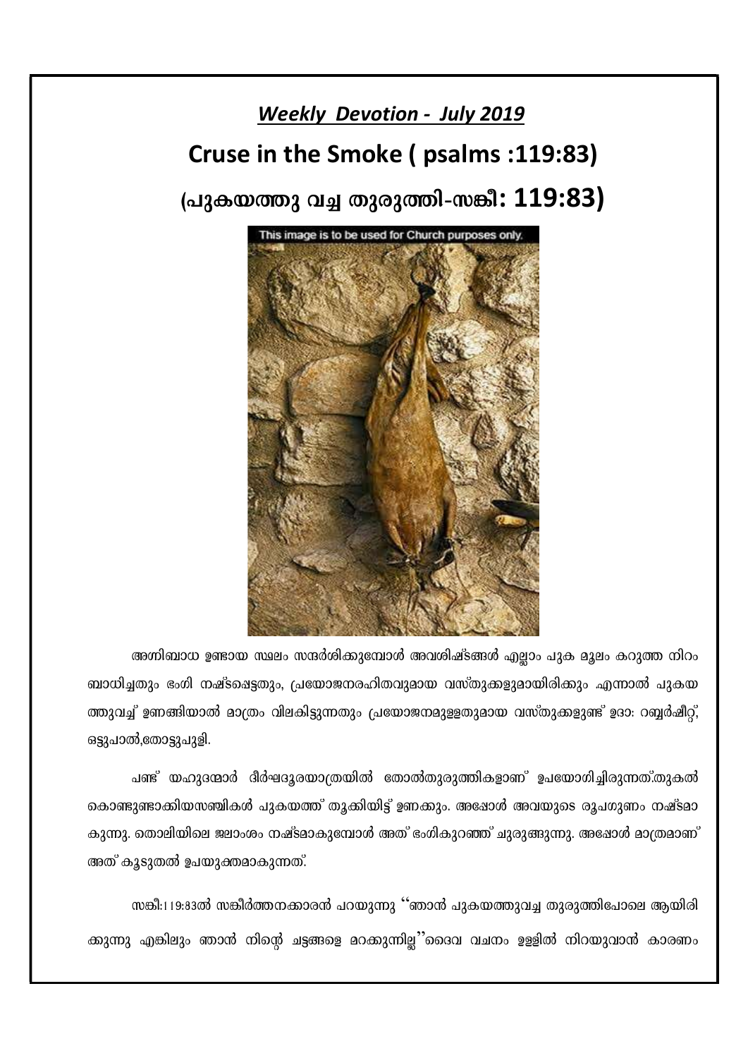## *Weekly Devotion - July 2019*

# Cruse in the Smoke ( psalms :119:83)

# (പുകയത്തു വച്ച തുരുത്തി-സങ്കീ: 119:83)

അഗ്നിബാധ ഉണ്ടായ സ്ഥലം സന്ദർശിക്കുമ്പോൾ അവശിഷ്ടങ്ങൾ എല്ലാം പുക മൂലം കറുത്ത നിറം ബാധിച്ചതും ഭംഗി നഷ്ടപ്പെട്ടതും, പ്രയോജനരഹിതവുമായ വസ്തുക്കളുമായിരിക്കും .എന്നാൽ പുകയത്തുവച്ച് ഉണങ്ങിയാൽ മാത്രം വിലകിട്ടുന്നതും പ്രയോജനമുള്ളതുമായ വസ്തുക്കളുണ്ട് ഉദാ: റബ്ബർഷീറ്റ്, ഒട്ടുപാൽ,തോട്ടുപുളി.

പണ്ട് യഹൂദന്മാർ ദീർഘദൂരയാത്രയിൽ തോൽതുരുത്തികളാണ് ഉപയോഗിച്ചിരുന്നത്.തുകൽ കൊണ്ടുണ്ടാക്കിയസഞ്ചികൾ പുകയത്ത് തൂക്കിയിട്ട് ഉണക്കും. അപ്പോൾ അവയുടെ രൂപഗുണം നഷ്ടമാകുന്നു. തൊലിയിലെ ജലാംശം നഷ്ടമാകുമ്പോൾ അത് ഭംഗികുറഞ്ഞ് ചുരുങ്ങുന്നു. അപ്പോൾ മാത്രമാണ് അത് കൂടുതൽ ഉപയുക്തമാകുന്നത്.

സങ്കീ:119:83ൽ സങ്കീർത്തനക്കാരൻ പറയുന്നു "ഞാൻ പുകയത്തുവച്ച തുരുത്തിപോലെ ആയിരിക്കുന്നു എങ്കിലും ഞാൻ നിന്റെ ചട്ടങ്ങളെ മറക്കുന്നില്ല"ദൈവ വചനം ഉള്ളിൽ നിറയുവാൻ കാരണം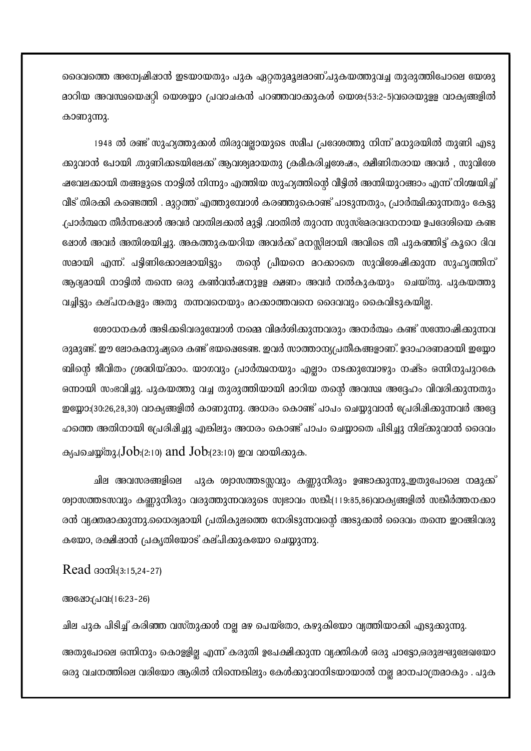ദൈവത്തെ അന്വേഷിഷാൻ ഇടയായതും പുക ഏറ്റതുമൂലമാണ്.പുകയത്തുവച്ച തുരുത്തിപോലെ യേശു മാറിയ അവസ്ഥയെഷറ്റി യെശയ്യാ പ്രവാചകൻ പറഞ്ഞവാക്കുകൾ യെശ:(53:2-5)വരെയുള്ള വാക്യങ്ങളിൽ കാണുന്നു.

1948 ൽ രണ്ട് സുഹൃത്തുക്കൾ തിരുവല്ലായുടെ സമീപ പ്രദേശത്തു നിന്ന് മധുരയിൽ തുണി എടുക്കുവാൻ പോയി .തുണിക്കടയിലേക്ക് ആവശ്യമായതു ക്രമീകരിച്ചശേഷം, ക്ഷീണിതരായ അവർ , സുവിശേഷവേലക്കായി തങ്ങളുടെ നാട്ടിൽ നിന്നും എത്തിയ സുഹൃത്തിന്റെ വീട്ടിൽ അന്തിയുറങ്ങാം എന്ന് നിശ്ചയിച്ച് വീട് തിരക്കി കണ്ടെത്തി . മുറ്റത്ത് എത്തുമ്പോൾ കരഞ്ഞുകൊണ്ട് പാടുന്നതും, പ്രാർത്ഥിക്കുന്നതും കേട്ടു .പ്രാർത്ഥന തീർന്നപ്പോൾ അവർ വാതിലക്കൽ മുട്ടി .വാതിൽ തുറന്ന സുസ്മേരവദനനായ ഉപദേശിയെ കണ്ടപ്പോൾ അവർ അതിശയിച്ചു. അകത്തുകയറിയ അവർക്ക് മനസ്സിലായി അവിടെ തീ പുകഞ്ഞിട്ട് കുറെ ദിവസമായി എന്ന്. പട്ടിണിക്കോലമായിട്ടും  തന്റെ പ്രീയനെ മറക്കാതെ സുവിശേഷിക്കുന്ന സുഹൃത്തിന് ആദ്യമായി നാട്ടിൽ തന്നെ ഒരു കൺവൻഷനുള്ള ക്ഷണം അവർ നൽകുകയും  ചെയ്തു. പുകയത്തു വച്ചിട്ടും കല്പനകളും അതു  തന്നവനെയും മറക്കാത്തവനെ ദൈവവും കൈവിടുകയില്ല.

ശോധനകൾ അടിക്കടിവരുമ്പോൾ നമ്മെ വിമർശിക്കുന്നവരും അനർത്ഥം കണ്ട് സന്തോഷിക്കുന്നവരുമുണ്ട്. ഈ ലോകമനുഷ്യരെ കണ്ട് ഭയഷെടേണ്ട. ഇവർ സാത്താന്യപ്രതീകങ്ങളാണ്. ഉദാഹരണമായി ഇയ്യോബിന്റെ ജീവിതം ശ്രദ്ധിയ്ക്കാം. യാഗവും പ്രാർത്ഥനയും എല്ലാം നടക്കുമ്പോഴും നഷ്ടം ഒന്നിനുപുറകേ ഒന്നായി സംഭവിച്ചു. പുകയത്തു വച്ച തുരുത്തിയായി മാറിയ തന്റെ അവസ്ഥ അദ്ദേഹം വിവരിക്കുന്നതും ഇയ്യോ:(30:26,28,30) വാക്യങ്ങളിൽ കാണുന്നു. അധരം കൊണ്ട് പാപം ചെയ്യുവാൻ പ്രേരിഷിക്കുന്നവർ അദ്ദേഹത്തെ അതിനായി പ്രേരിഷിച്ചു എങ്കിലും അധരം കൊണ്ട് പാപം ചെയ്യാതെ പിടിച്ചു നില്ക്കുവാൻ ദൈവം കൃപചെയ്തു.(Job:(2:10) and Job:(23:10) ഇവ വായിക്കുക.

ചില അവസരങ്ങളിലെ  പുക ശ്വാസത്തടസ്സവും കണ്ണുനീരും ഉണ്ടാക്കുന്നു.,ഇതുപോലെ നമുക്ക് ശ്വാസത്തടസവും കണ്ണുനീരും വരുത്തുന്നവരുടെ സ്വഭാവം സങ്കീ:(119:85,86)വാക്യങ്ങളിൽ സങ്കീർത്തനക്കാരൻ വ്യക്തമാക്കുന്നു.ധൈര്യമായി പ്രതികൂലത്തെ നേരിടുന്നവന്റെ അടുക്കൽ ദൈവം തന്നെ ഇറങ്ങിവരുകയോ, രക്ഷിഷാൻ പ്രകൃതിയോട് കല്പിക്കുകയോ ചെയ്യുന്നു.

Read ദാനി:(3:15,24-27)

അഷോ:പ്രവ:(16:23-26)

ചില പുക പിടിച്ച് കരിഞ്ഞ വസ്തുക്കൾ നല്ല മഴ പെയ്തോ, കഴുകിയോ വൃത്തിയാക്കി എടുക്കുന്നു.

അതുപോലെ ഒന്നിനും കൊള്ളില്ല എന്ന് കരുതി ഉപേക്ഷിക്കുന്ന വ്യക്തികൾ ഒരു പാട്ടോ,ഒരുലഘുലേഖയോ ഒരു വചനത്തിലെ വരിയോ ആരിൽ നിന്നെങ്കിലും കേൾക്കുവാനിടയായാൽ നല്ല മാനപാത്രമാകും . പുക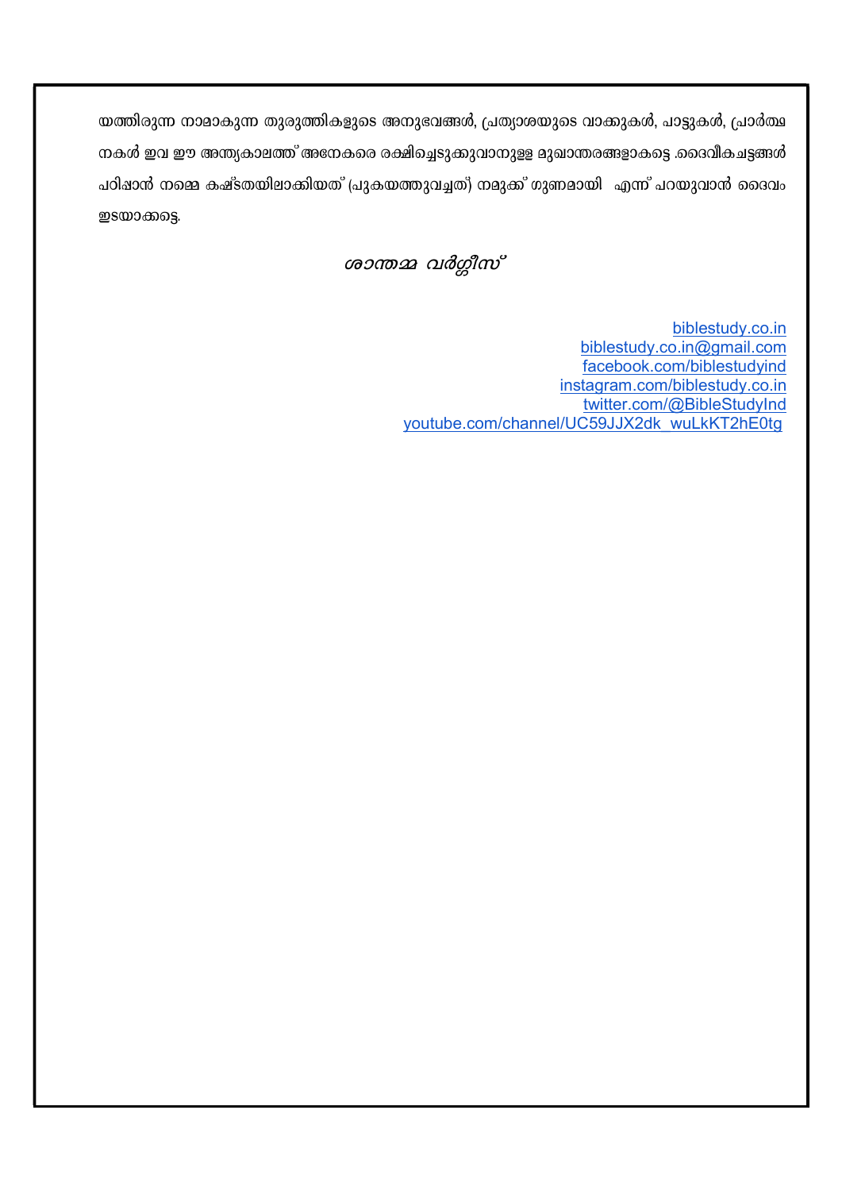യത്തിരുന്ന നാമാകുന്ന തുരുത്തികളുടെ അനുഭവങ്ങൾ, പ്രത്യാശയുടെ വാക്കുകൾ, പാട്ടുകൾ, പ്രാർത്ഥനകൾ ഇവ ഈ അന്ത്യകാലത്ത് അനേകരെ രക്ഷിച്ചെടുക്കുവാനുള്ള മുഖാന്തരങ്ങളാകട്ടെ .ദൈവീകചട്ടങ്ങൾ പഠിപ്പാൻ നമ്മെ കഷ്ടതയിലാക്കിയത് (പുകയത്തുവച്ചത്) നമുക്ക് ഗുണമായി എന്ന് പറയുവാൻ ദൈവം ഇടയാക്കട്ടെ.

*ശാന്തമ്മ വർഗ്ഗീസ്*

biblestudy.co.in
biblestudy.co.in@gmail.com
facebook.com/biblestudyind
instagram.com/biblestudy.co.in
twitter.com/@BibleStudyInd
youtube.com/channel/UC59JJX2dk_wuLkKT2hE0tg